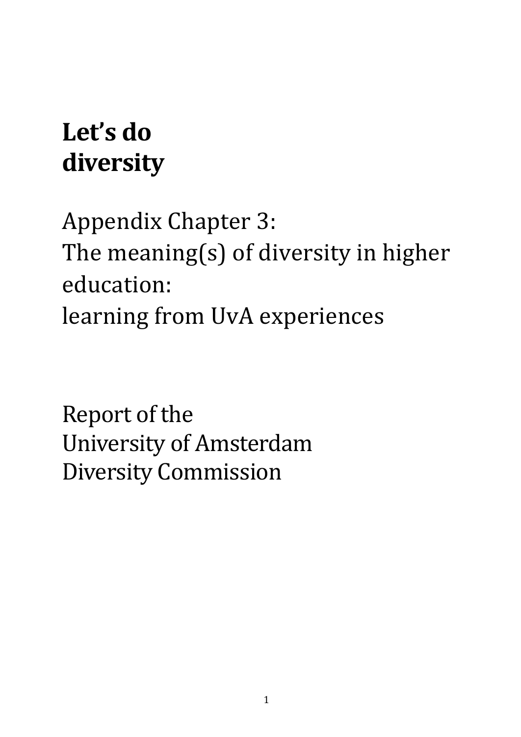# Let's do diversity

Appendix Chapter 3:
The meaning(s) of diversity in higher education:
learning from UvA experiences

Report of the
University of Amsterdam
Diversity Commission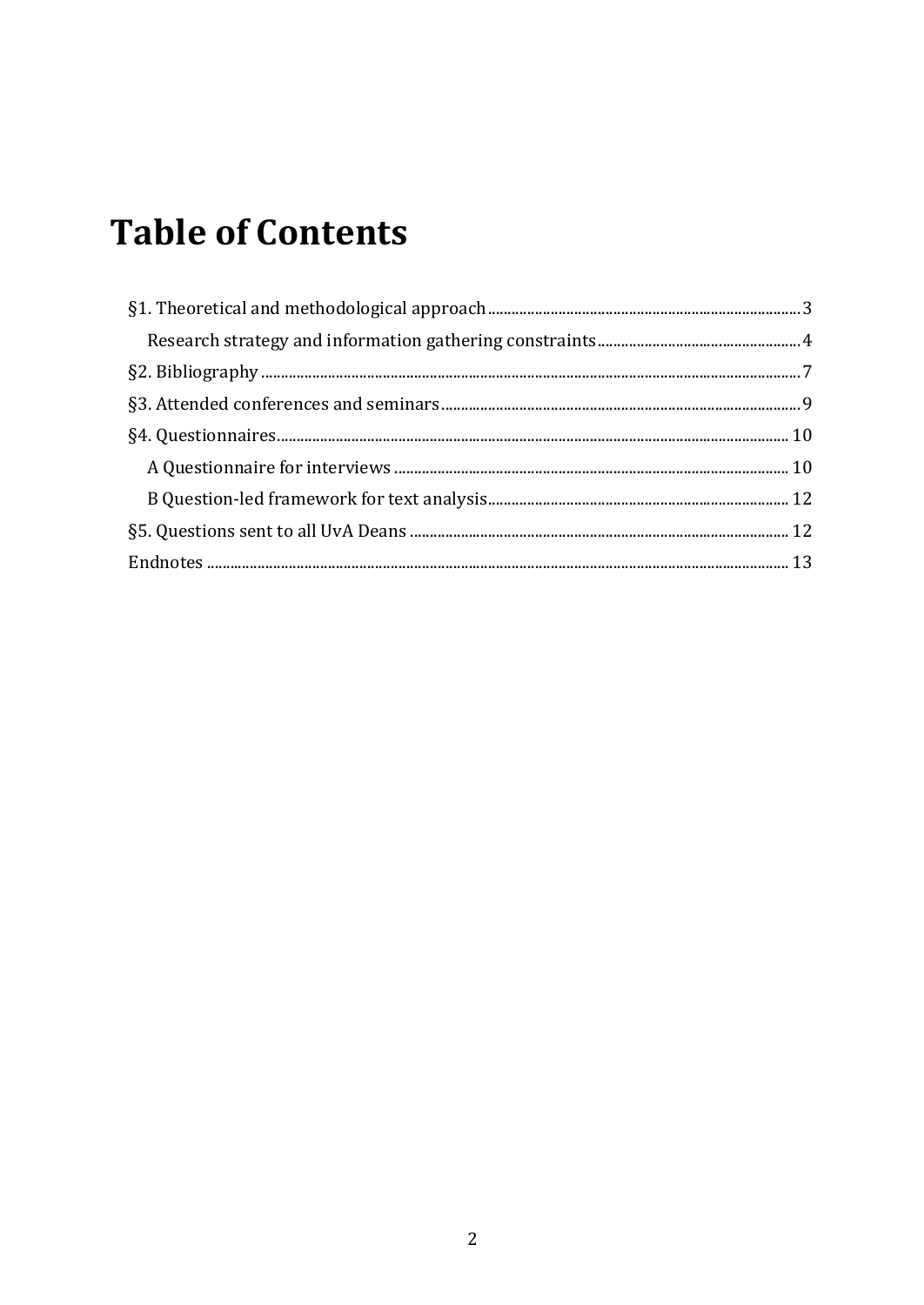# Table of Contents

§1. Theoretical and methodological approach ........ 3

- Research strategy and information gathering constraints ........ 4

§2. Bibliography ........ 7

§3. Attended conferences and seminars ........ 9

§4. Questionnaires ........ 10

- A Questionnaire for interviews ........ 10
- B Question-led framework for text analysis ........ 12

§5. Questions sent to all UvA Deans ........ 12

Endnotes ........ 13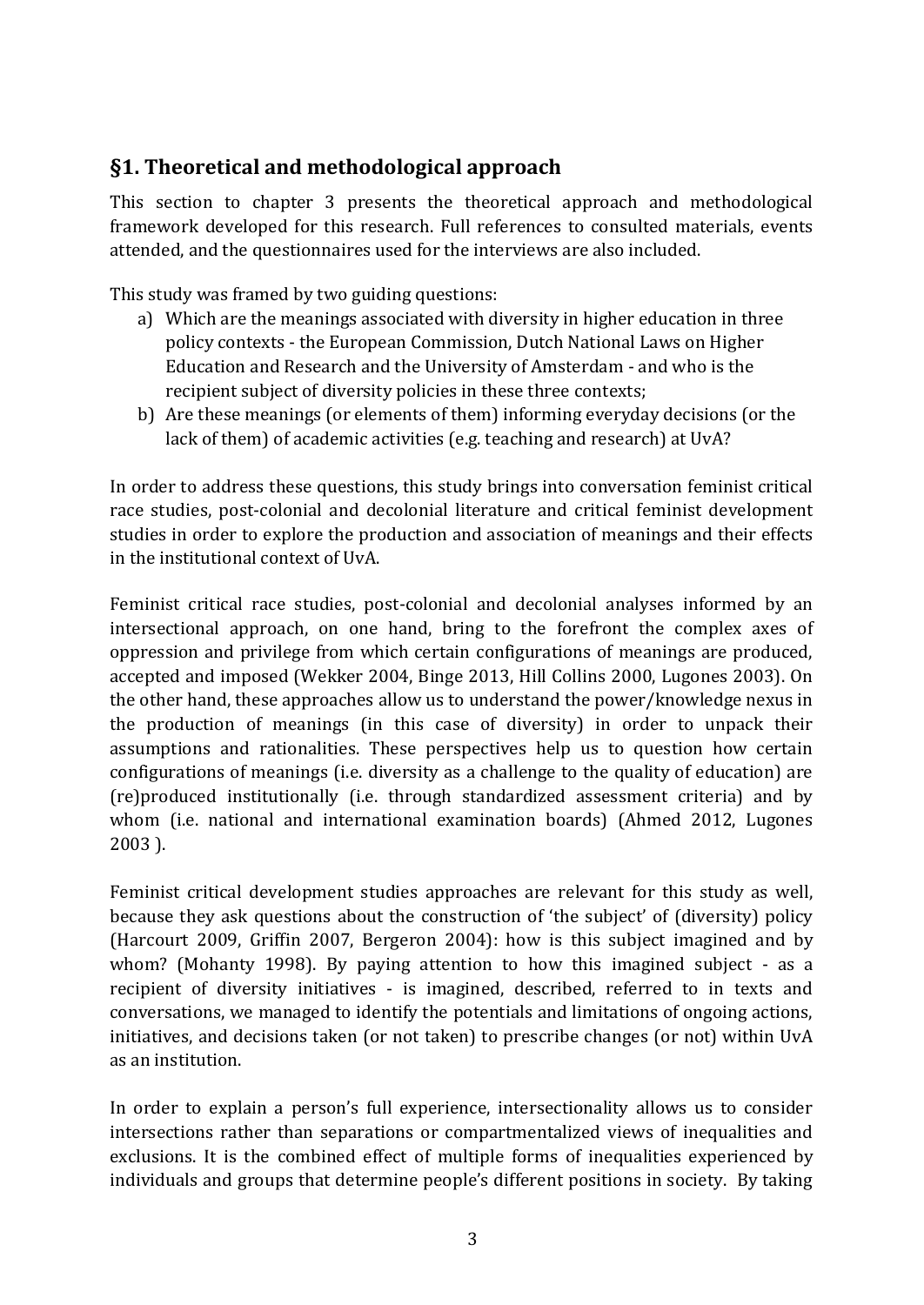## §1. Theoretical and methodological approach

This section to chapter 3 presents the theoretical approach and methodological framework developed for this research. Full references to consulted materials, events attended, and the questionnaires used for the interviews are also included.

This study was framed by two guiding questions:

a) Which are the meanings associated with diversity in higher education in three policy contexts - the European Commission, Dutch National Laws on Higher Education and Research and the University of Amsterdam - and who is the recipient subject of diversity policies in these three contexts;
b) Are these meanings (or elements of them) informing everyday decisions (or the lack of them) of academic activities (e.g. teaching and research) at UvA?

In order to address these questions, this study brings into conversation feminist critical race studies, post-colonial and decolonial literature and critical feminist development studies in order to explore the production and association of meanings and their effects in the institutional context of UvA.

Feminist critical race studies, post-colonial and decolonial analyses informed by an intersectional approach, on one hand, bring to the forefront the complex axes of oppression and privilege from which certain configurations of meanings are produced, accepted and imposed (Wekker 2004, Binge 2013, Hill Collins 2000, Lugones 2003). On the other hand, these approaches allow us to understand the power/knowledge nexus in the production of meanings (in this case of diversity) in order to unpack their assumptions and rationalities. These perspectives help us to question how certain configurations of meanings (i.e. diversity as a challenge to the quality of education) are (re)produced institutionally (i.e. through standardized assessment criteria) and by whom (i.e. national and international examination boards) (Ahmed 2012, Lugones 2003 ).

Feminist critical development studies approaches are relevant for this study as well, because they ask questions about the construction of 'the subject' of (diversity) policy (Harcourt 2009, Griffin 2007, Bergeron 2004): how is this subject imagined and by whom? (Mohanty 1998). By paying attention to how this imagined subject - as a recipient of diversity initiatives - is imagined, described, referred to in texts and conversations, we managed to identify the potentials and limitations of ongoing actions, initiatives, and decisions taken (or not taken) to prescribe changes (or not) within UvA as an institution.

In order to explain a person's full experience, intersectionality allows us to consider intersections rather than separations or compartmentalized views of inequalities and exclusions. It is the combined effect of multiple forms of inequalities experienced by individuals and groups that determine people's different positions in society. By taking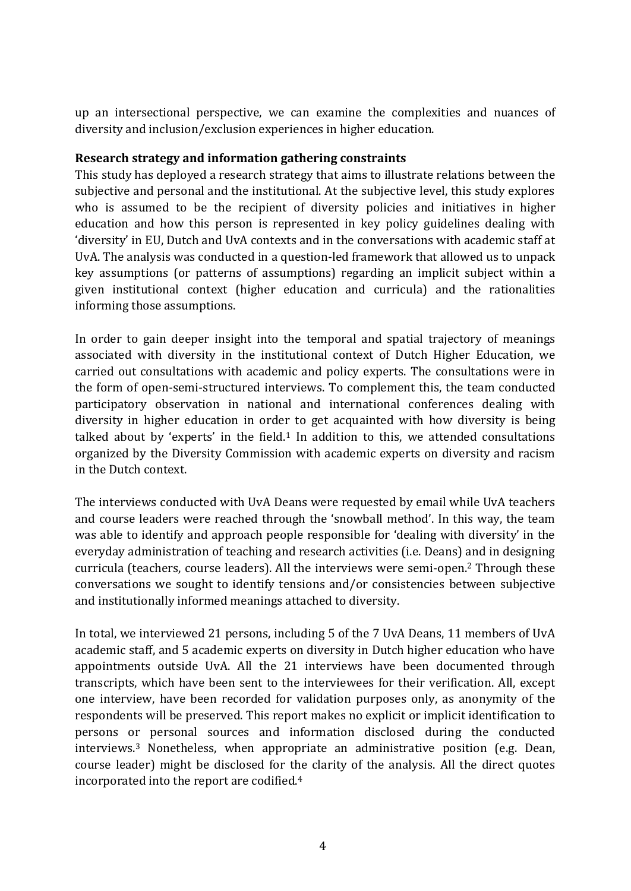up an intersectional perspective, we can examine the complexities and nuances of diversity and inclusion/exclusion experiences in higher education.

**Research strategy and information gathering constraints**

This study has deployed a research strategy that aims to illustrate relations between the subjective and personal and the institutional. At the subjective level, this study explores who is assumed to be the recipient of diversity policies and initiatives in higher education and how this person is represented in key policy guidelines dealing with 'diversity' in EU, Dutch and UvA contexts and in the conversations with academic staff at UvA. The analysis was conducted in a question-led framework that allowed us to unpack key assumptions (or patterns of assumptions) regarding an implicit subject within a given institutional context (higher education and curricula) and the rationalities informing those assumptions.

In order to gain deeper insight into the temporal and spatial trajectory of meanings associated with diversity in the institutional context of Dutch Higher Education, we carried out consultations with academic and policy experts. The consultations were in the form of open-semi-structured interviews. To complement this, the team conducted participatory observation in national and international conferences dealing with diversity in higher education in order to get acquainted with how diversity is being talked about by 'experts' in the field.[1] In addition to this, we attended consultations organized by the Diversity Commission with academic experts on diversity and racism in the Dutch context.

The interviews conducted with UvA Deans were requested by email while UvA teachers and course leaders were reached through the 'snowball method'. In this way, the team was able to identify and approach people responsible for 'dealing with diversity' in the everyday administration of teaching and research activities (i.e. Deans) and in designing curricula (teachers, course leaders). All the interviews were semi-open.[2] Through these conversations we sought to identify tensions and/or consistencies between subjective and institutionally informed meanings attached to diversity.

In total, we interviewed 21 persons, including 5 of the 7 UvA Deans, 11 members of UvA academic staff, and 5 academic experts on diversity in Dutch higher education who have appointments outside UvA. All the 21 interviews have been documented through transcripts, which have been sent to the interviewees for their verification. All, except one interview, have been recorded for validation purposes only, as anonymity of the respondents will be preserved. This report makes no explicit or implicit identification to persons or personal sources and information disclosed during the conducted interviews.[3] Nonetheless, when appropriate an administrative position (e.g. Dean, course leader) might be disclosed for the clarity of the analysis. All the direct quotes incorporated into the report are codified.[4]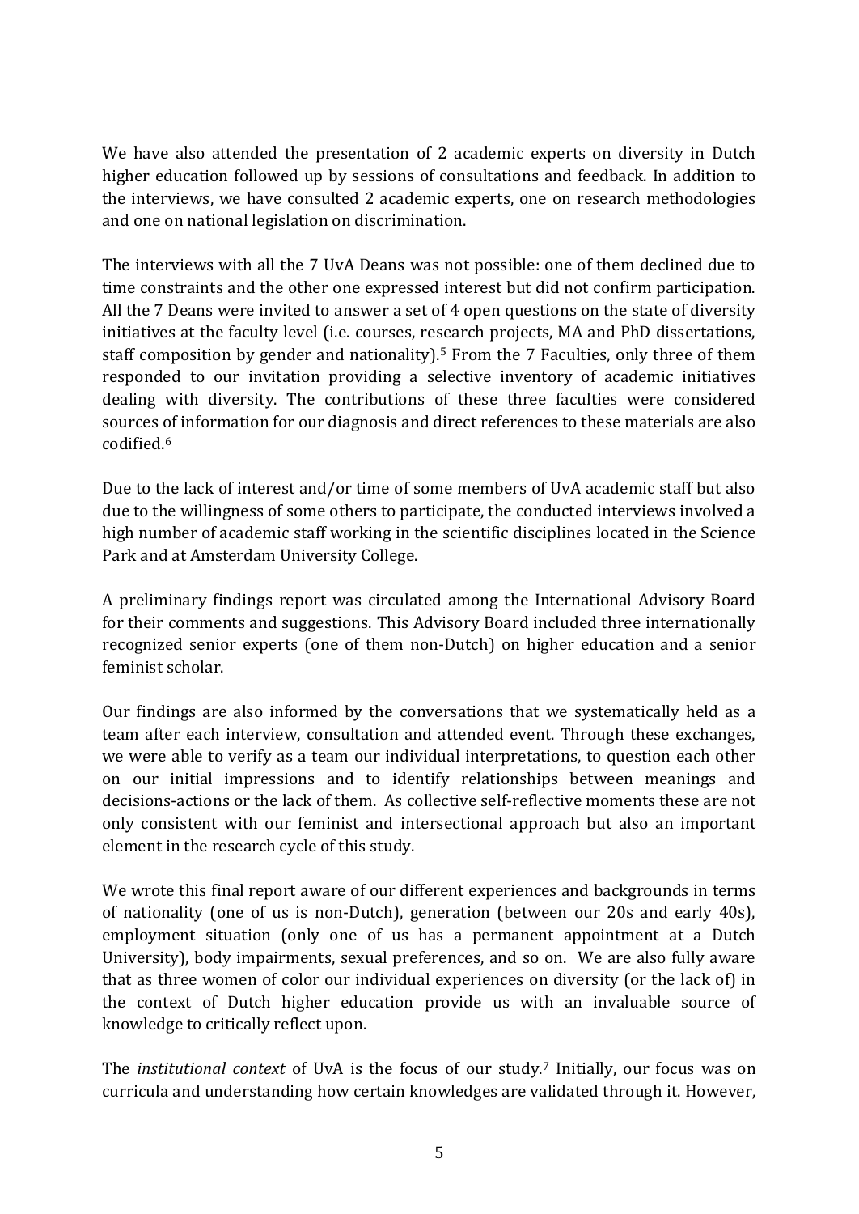We have also attended the presentation of 2 academic experts on diversity in Dutch higher education followed up by sessions of consultations and feedback. In addition to the interviews, we have consulted 2 academic experts, one on research methodologies and one on national legislation on discrimination.

The interviews with all the 7 UvA Deans was not possible: one of them declined due to time constraints and the other one expressed interest but did not confirm participation. All the 7 Deans were invited to answer a set of 4 open questions on the state of diversity initiatives at the faculty level (i.e. courses, research projects, MA and PhD dissertations, staff composition by gender and nationality).[5] From the 7 Faculties, only three of them responded to our invitation providing a selective inventory of academic initiatives dealing with diversity. The contributions of these three faculties were considered sources of information for our diagnosis and direct references to these materials are also codified.[6]

Due to the lack of interest and/or time of some members of UvA academic staff but also due to the willingness of some others to participate, the conducted interviews involved a high number of academic staff working in the scientific disciplines located in the Science Park and at Amsterdam University College.

A preliminary findings report was circulated among the International Advisory Board for their comments and suggestions. This Advisory Board included three internationally recognized senior experts (one of them non-Dutch) on higher education and a senior feminist scholar.

Our findings are also informed by the conversations that we systematically held as a team after each interview, consultation and attended event. Through these exchanges, we were able to verify as a team our individual interpretations, to question each other on our initial impressions and to identify relationships between meanings and decisions-actions or the lack of them. As collective self-reflective moments these are not only consistent with our feminist and intersectional approach but also an important element in the research cycle of this study.

We wrote this final report aware of our different experiences and backgrounds in terms of nationality (one of us is non-Dutch), generation (between our 20s and early 40s), employment situation (only one of us has a permanent appointment at a Dutch University), body impairments, sexual preferences, and so on. We are also fully aware that as three women of color our individual experiences on diversity (or the lack of) in the context of Dutch higher education provide us with an invaluable source of knowledge to critically reflect upon.

The *institutional context* of UvA is the focus of our study.[7] Initially, our focus was on curricula and understanding how certain knowledges are validated through it. However,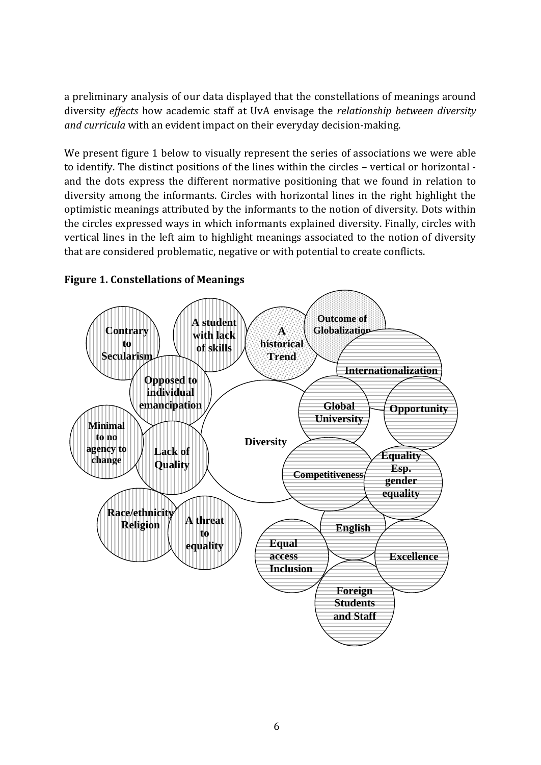a preliminary analysis of our data displayed that the constellations of meanings around diversity *effects* how academic staff at UvA envisage the *relationship between diversity and curricula* with an evident impact on their everyday decision-making.

We present figure 1 below to visually represent the series of associations we were able to identify. The distinct positions of the lines within the circles – vertical or horizontal - and the dots express the different normative positioning that we found in relation to diversity among the informants. Circles with horizontal lines in the right highlight the optimistic meanings attributed by the informants to the notion of diversity. Dots within the circles expressed ways in which informants explained diversity. Finally, circles with vertical lines in the left aim to highlight meanings associated to the notion of diversity that are considered problematic, negative or with potential to create conflicts.

**Figure 1. Constellations of Meanings**

Contrary to Secularism

A student with lack of skills

A historical Trend

Outcome of Globalization

Internationalization

Opposed to individual emancipation

Global University

Opportunity

Minimal to no agency to change

Lack of Quality

Diversity

Competitiveness

Equality Esp. gender equality

Race/ethnicity Religion

A threat to equality

English

Equal access Inclusion

Excellence

Foreign Students and Staff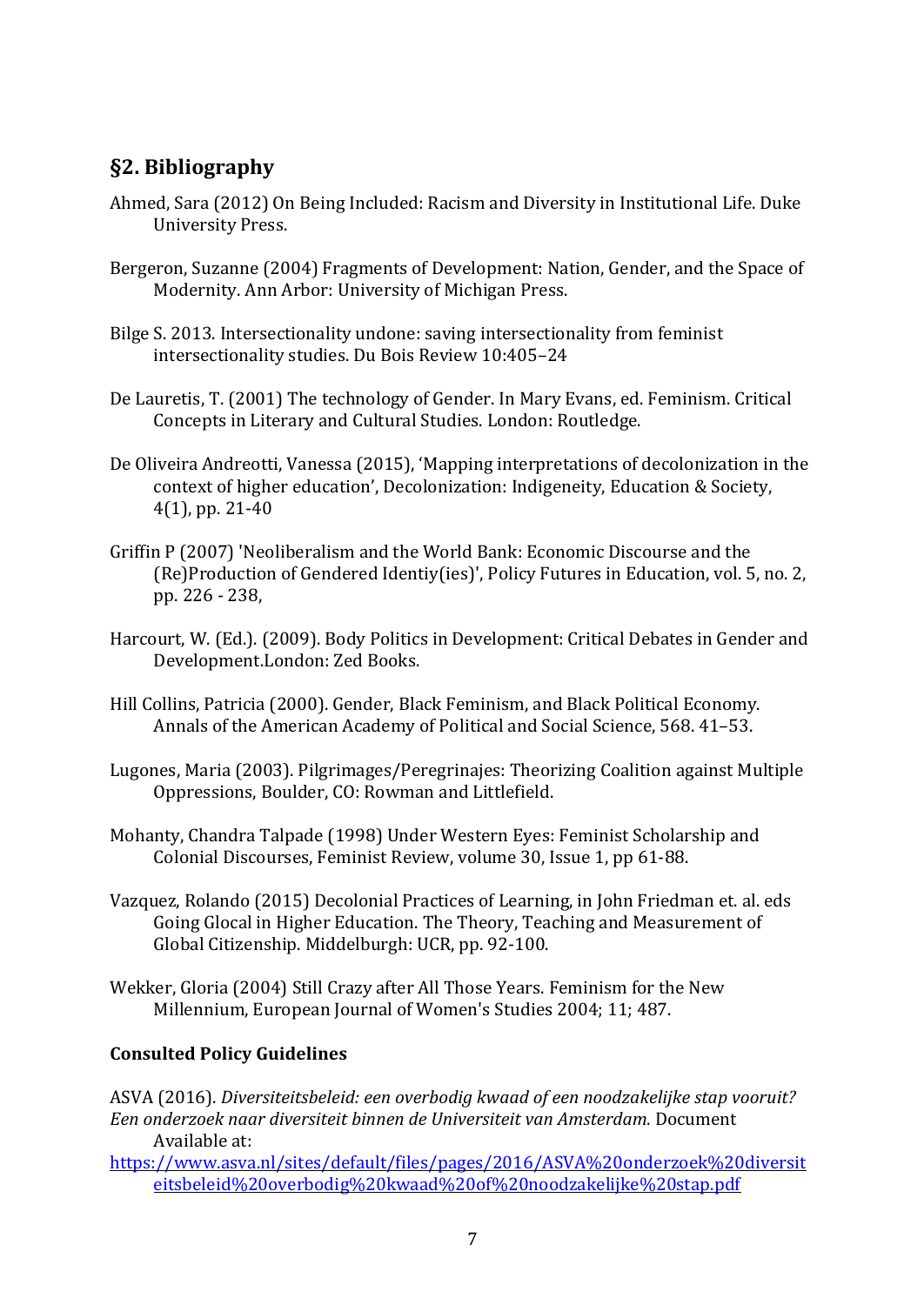## §2. Bibliography

Ahmed, Sara (2012) On Being Included: Racism and Diversity in Institutional Life. Duke University Press.

Bergeron, Suzanne (2004) Fragments of Development: Nation, Gender, and the Space of Modernity. Ann Arbor: University of Michigan Press.

Bilge S. 2013. Intersectionality undone: saving intersectionality from feminist intersectionality studies. Du Bois Review 10:405–24

De Lauretis, T. (2001) The technology of Gender. In Mary Evans, ed. Feminism. Critical Concepts in Literary and Cultural Studies. London: Routledge.

De Oliveira Andreotti, Vanessa (2015), 'Mapping interpretations of decolonization in the context of higher education', Decolonization: Indigeneity, Education & Society, 4(1), pp. 21-40

Griffin P (2007) 'Neoliberalism and the World Bank: Economic Discourse and the (Re)Production of Gendered Identiy(ies)', Policy Futures in Education, vol. 5, no. 2, pp. 226 - 238,

Harcourt, W. (Ed.). (2009). Body Politics in Development: Critical Debates in Gender and Development.London: Zed Books.

Hill Collins, Patricia (2000). Gender, Black Feminism, and Black Political Economy. Annals of the American Academy of Political and Social Science, 568. 41–53.

Lugones, Maria (2003). Pilgrimages/Peregrinajes: Theorizing Coalition against Multiple Oppressions, Boulder, CO: Rowman and Littlefield.

Mohanty, Chandra Talpade (1998) Under Western Eyes: Feminist Scholarship and Colonial Discourses, Feminist Review, volume 30, Issue 1, pp 61-88.

Vazquez, Rolando (2015) Decolonial Practices of Learning, in John Friedman et. al. eds Going Glocal in Higher Education. The Theory, Teaching and Measurement of Global Citizenship. Middelburgh: UCR, pp. 92-100.

Wekker, Gloria (2004) Still Crazy after All Those Years. Feminism for the New Millennium, European Journal of Women's Studies 2004; 11; 487.

### Consulted Policy Guidelines

ASVA (2016). *Diversiteitsbeleid: een overbodig kwaad of een noodzakelijke stap vooruit? Een onderzoek naar diversiteit binnen de Universiteit van Amsterdam.* Document Available at: https://www.asva.nl/sites/default/files/pages/2016/ASVA%20onderzoek%20diversiteitsbeleid%20overbodig%20kwaad%20of%20noodzakelijke%20stap.pdf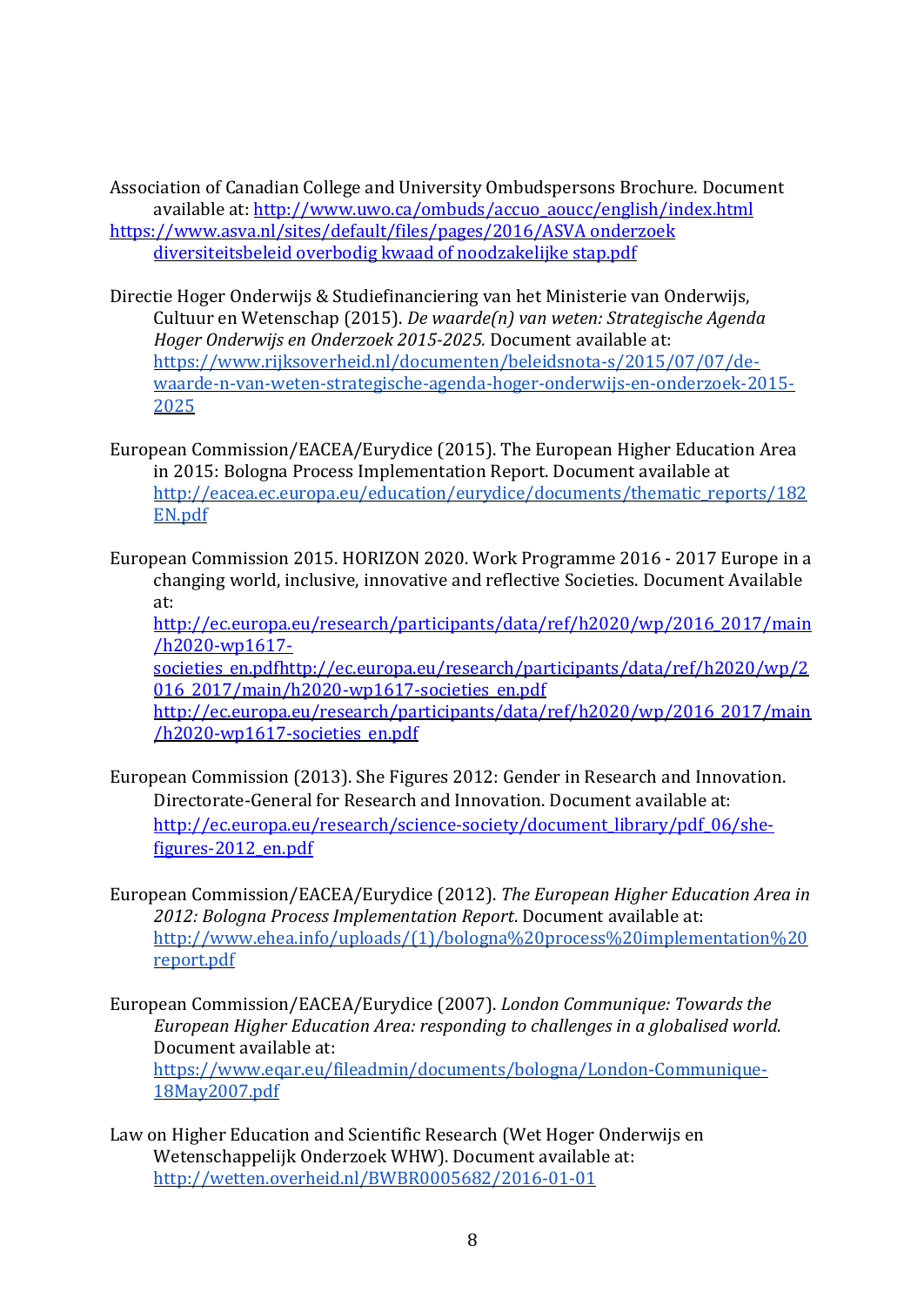Association of Canadian College and University Ombudspersons Brochure. Document available at: http://www.uwo.ca/ombuds/accuo_aoucc/english/index.html
https://www.asva.nl/sites/default/files/pages/2016/ASVA onderzoek diversiteitsbeleid overbodig kwaad of noodzakelijke stap.pdf

Directie Hoger Onderwijs & Studiefinanciering van het Ministerie van Onderwijs, Cultuur en Wetenschap (2015). *De waarde(n) van weten: Strategische Agenda Hoger Onderwijs en Onderzoek 2015-2025.* Document available at: https://www.rijksoverheid.nl/documenten/beleidsnota-s/2015/07/07/de-waarde-n-van-weten-strategische-agenda-hoger-onderwijs-en-onderzoek-2015-2025

European Commission/EACEA/Eurydice (2015). The European Higher Education Area in 2015: Bologna Process Implementation Report. Document available at http://eacea.ec.europa.eu/education/eurydice/documents/thematic_reports/182EN.pdf

European Commission 2015. HORIZON 2020. Work Programme 2016 - 2017 Europe in a changing world, inclusive, innovative and reflective Societies. Document Available at: http://ec.europa.eu/research/participants/data/ref/h2020/wp/2016_2017/main/h2020-wp1617-societies_en.pdfhttp://ec.europa.eu/research/participants/data/ref/h2020/wp/2016_2017/main/h2020-wp1617-societies_en.pdf http://ec.europa.eu/research/participants/data/ref/h2020/wp/2016_2017/main/h2020-wp1617-societies_en.pdf

European Commission (2013). She Figures 2012: Gender in Research and Innovation. Directorate-General for Research and Innovation. Document available at: http://ec.europa.eu/research/science-society/document_library/pdf_06/she-figures-2012_en.pdf

European Commission/EACEA/Eurydice (2012). *The European Higher Education Area in 2012: Bologna Process Implementation Report*. Document available at: http://www.ehea.info/uploads/(1)/bologna%20process%20implementation%20report.pdf

European Commission/EACEA/Eurydice (2007). *London Communique: Towards the European Higher Education Area: responding to challenges in a globalised world.* Document available at: https://www.eqar.eu/fileadmin/documents/bologna/London-Communique-18May2007.pdf

Law on Higher Education and Scientific Research (Wet Hoger Onderwijs en Wetenschappelijk Onderzoek WHW). Document available at: http://wetten.overheid.nl/BWBR0005682/2016-01-01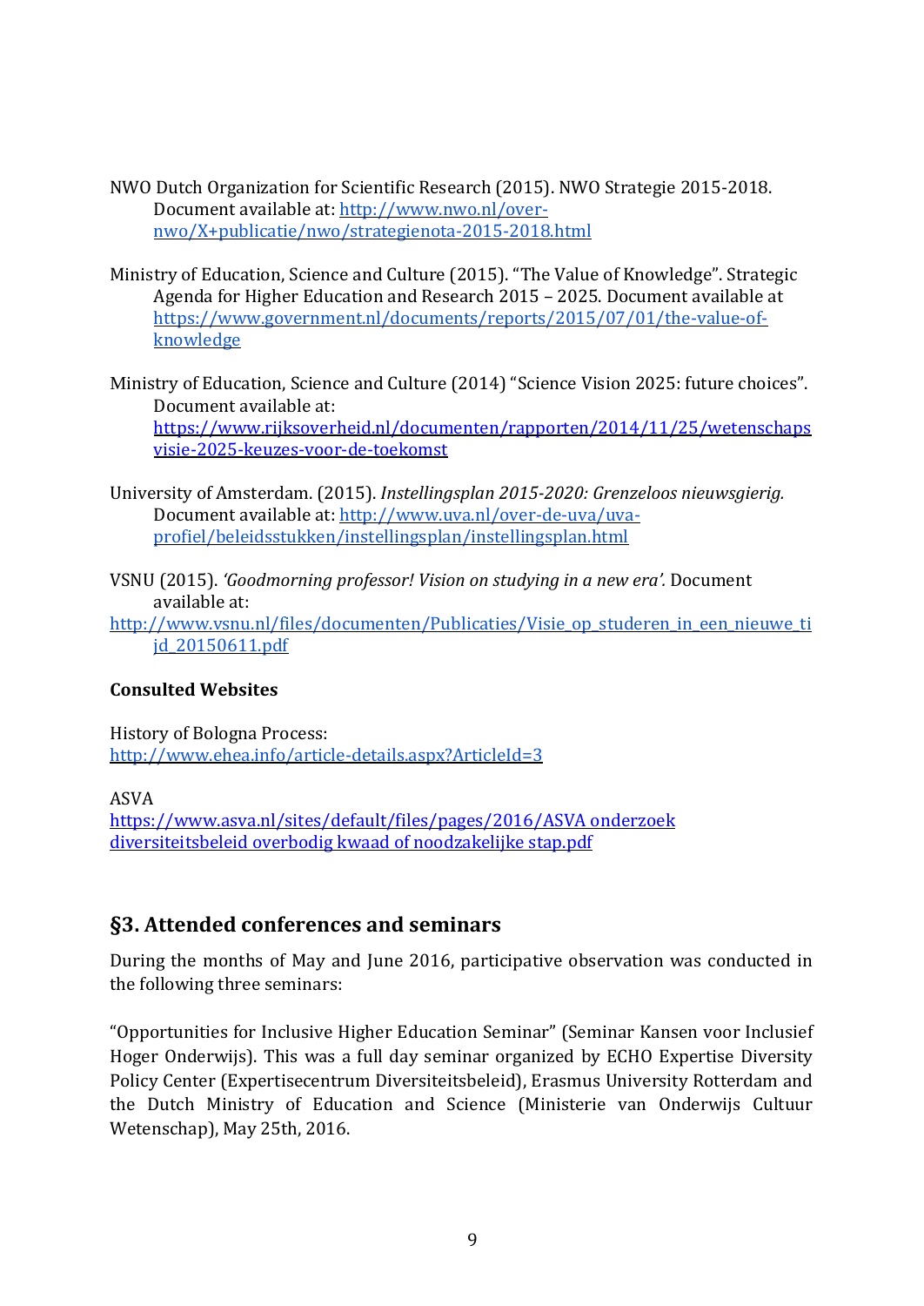NWO Dutch Organization for Scientific Research (2015). NWO Strategie 2015-2018. Document available at: http://www.nwo.nl/over-nwo/X+publicatie/nwo/strategienota-2015-2018.html

Ministry of Education, Science and Culture (2015). "The Value of Knowledge". Strategic Agenda for Higher Education and Research 2015 – 2025. Document available at https://www.government.nl/documents/reports/2015/07/01/the-value-of-knowledge

Ministry of Education, Science and Culture (2014) "Science Vision 2025: future choices". Document available at: https://www.rijksoverheid.nl/documenten/rapporten/2014/11/25/wetenschapsvisie-2025-keuzes-voor-de-toekomst

University of Amsterdam. (2015). *Instellingsplan 2015-2020: Grenzeloos nieuwsgierig.* Document available at: http://www.uva.nl/over-de-uva/uva-profiel/beleidsstukken/instellingsplan/instellingsplan.html

VSNU (2015). *'Goodmorning professor! Vision on studying in a new era'.* Document available at: http://www.vsnu.nl/files/documenten/Publicaties/Visie_op_studeren_in_een_nieuwe_tijd_20150611.pdf

**Consulted Websites**

History of Bologna Process:
http://www.ehea.info/article-details.aspx?ArticleId=3

ASVA
https://www.asva.nl/sites/default/files/pages/2016/ASVA onderzoek diversiteitsbeleid overbodig kwaad of noodzakelijke stap.pdf

## §3. Attended conferences and seminars

During the months of May and June 2016, participative observation was conducted in the following three seminars:

"Opportunities for Inclusive Higher Education Seminar" (Seminar Kansen voor Inclusief Hoger Onderwijs). This was a full day seminar organized by ECHO Expertise Diversity Policy Center (Expertisecentrum Diversiteitsbeleid), Erasmus University Rotterdam and the Dutch Ministry of Education and Science (Ministerie van Onderwijs Cultuur Wetenschap), May 25th, 2016.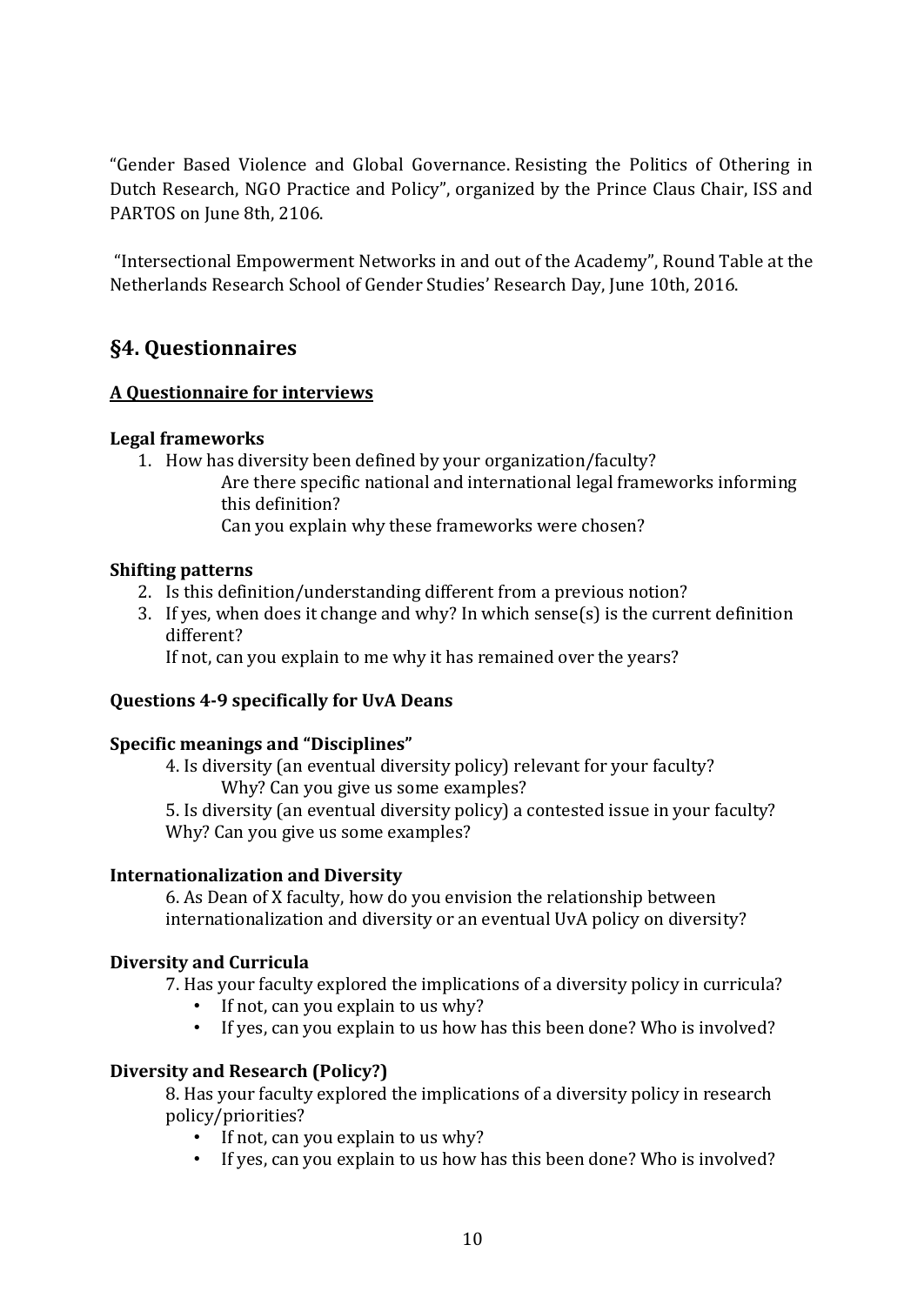"Gender Based Violence and Global Governance. Resisting the Politics of Othering in Dutch Research, NGO Practice and Policy", organized by the Prince Claus Chair, ISS and PARTOS on June 8th, 2106.

"Intersectional Empowerment Networks in and out of the Academy", Round Table at the Netherlands Research School of Gender Studies' Research Day, June 10th, 2016.

## §4. Questionnaires

### A Questionnaire for interviews

**Legal frameworks**

1. How has diversity been defined by your organization/faculty?
   Are there specific national and international legal frameworks informing this definition?
   Can you explain why these frameworks were chosen?

**Shifting patterns**

2. Is this definition/understanding different from a previous notion?
3. If yes, when does it change and why? In which sense(s) is the current definition different?
   If not, can you explain to me why it has remained over the years?

**Questions 4-9 specifically for UvA Deans**

**Specific meanings and "Disciplines"**

4. Is diversity (an eventual diversity policy) relevant for your faculty?
   Why? Can you give us some examples?
5. Is diversity (an eventual diversity policy) a contested issue in your faculty?
   Why? Can you give us some examples?

**Internationalization and Diversity**

6. As Dean of X faculty, how do you envision the relationship between internationalization and diversity or an eventual UvA policy on diversity?

**Diversity and Curricula**

7. Has your faculty explored the implications of a diversity policy in curricula?
   - If not, can you explain to us why?
   - If yes, can you explain to us how has this been done? Who is involved?

**Diversity and Research (Policy?)**

8. Has your faculty explored the implications of a diversity policy in research policy/priorities?
   - If not, can you explain to us why?
   - If yes, can you explain to us how has this been done? Who is involved?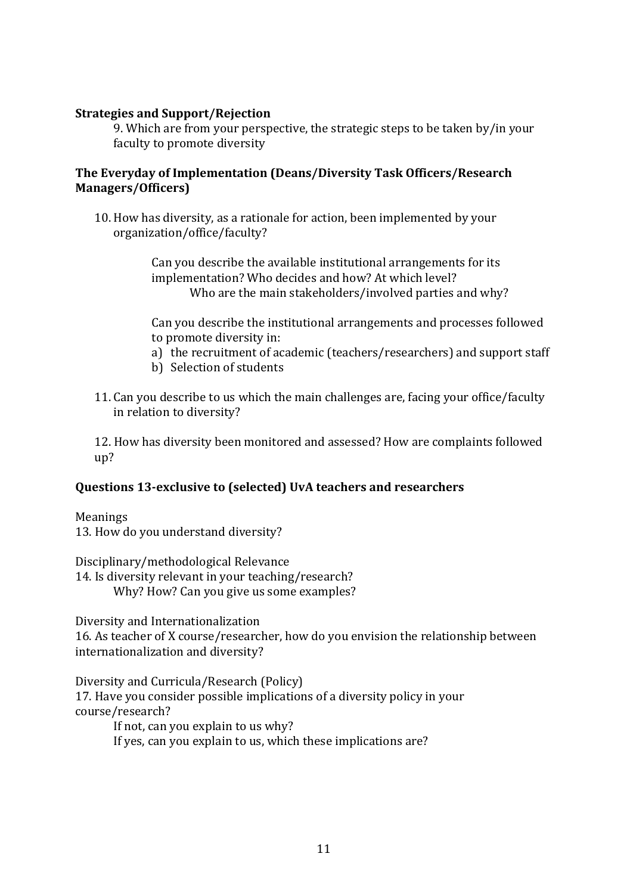**Strategies and Support/Rejection**

9. Which are from your perspective, the strategic steps to be taken by/in your faculty to promote diversity

**The Everyday of Implementation (Deans/Diversity Task Officers/Research Managers/Officers)**

10. How has diversity, as a rationale for action, been implemented by your organization/office/faculty?

    Can you describe the available institutional arrangements for its implementation? Who decides and how? At which level?

    Who are the main stakeholders/involved parties and why?

    Can you describe the institutional arrangements and processes followed to promote diversity in:

    a) the recruitment of academic (teachers/researchers) and support staff
    b) Selection of students

11. Can you describe to us which the main challenges are, facing your office/faculty in relation to diversity?

12. How has diversity been monitored and assessed? How are complaints followed up?

**Questions 13-exclusive to (selected) UvA teachers and researchers**

Meanings

13. How do you understand diversity?

Disciplinary/methodological Relevance

14. Is diversity relevant in your teaching/research?

    Why? How? Can you give us some examples?

Diversity and Internationalization

16. As teacher of X course/researcher, how do you envision the relationship between internationalization and diversity?

Diversity and Curricula/Research (Policy)

17. Have you consider possible implications of a diversity policy in your course/research?

    If not, can you explain to us why?

    If yes, can you explain to us, which these implications are?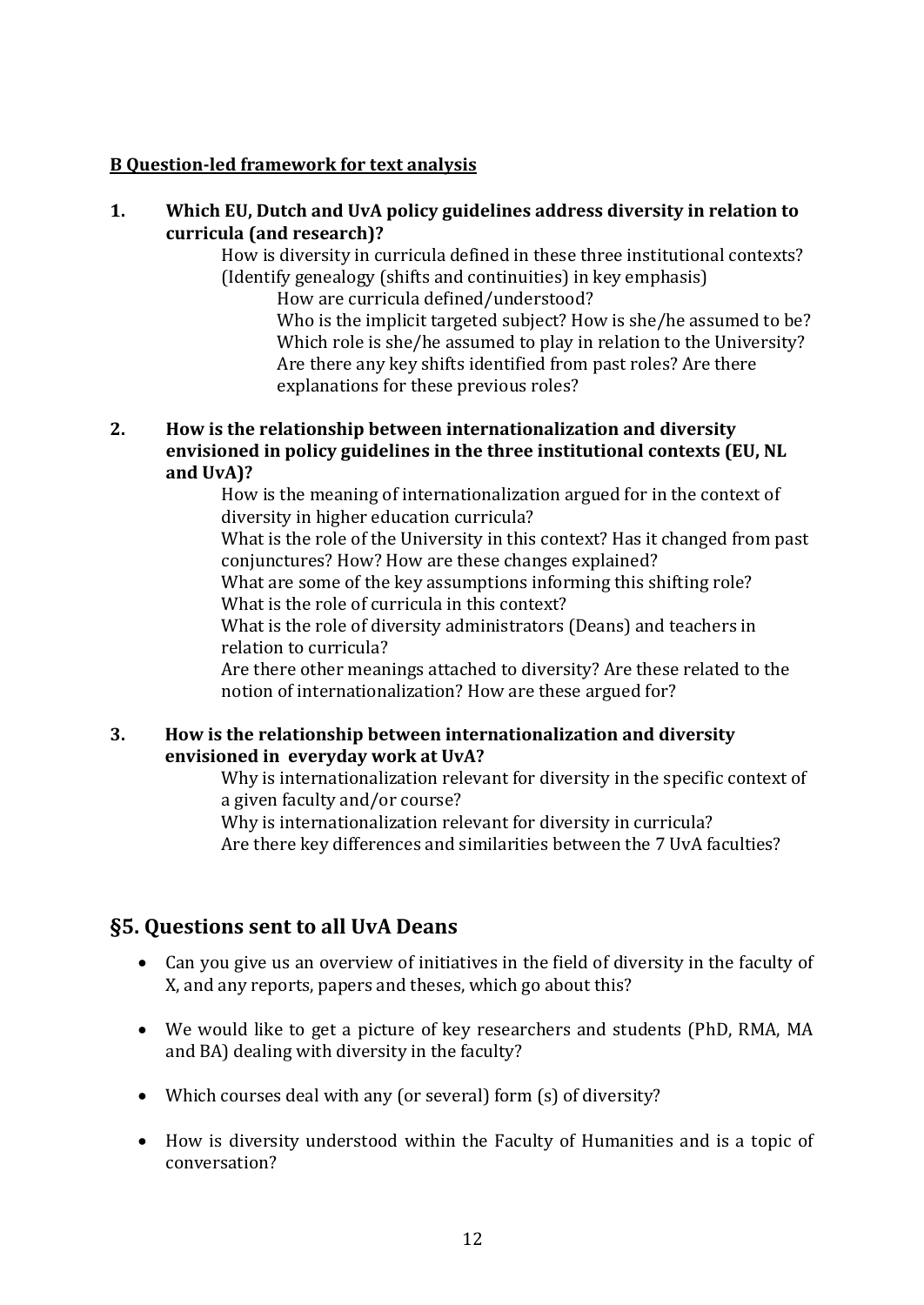**B Question-led framework for text analysis**

1. **Which EU, Dutch and UvA policy guidelines address diversity in relation to curricula (and research)?**

    How is diversity in curricula defined in these three institutional contexts? (Identify genealogy (shifts and continuities) in key emphasis)

    How are curricula defined/understood?

    Who is the implicit targeted subject? How is she/he assumed to be? Which role is she/he assumed to play in relation to the University? Are there any key shifts identified from past roles? Are there explanations for these previous roles?

2. **How is the relationship between internationalization and diversity envisioned in policy guidelines in the three institutional contexts (EU, NL and UvA)?**

    How is the meaning of internationalization argued for in the context of diversity in higher education curricula?

    What is the role of the University in this context? Has it changed from past conjunctures? How? How are these changes explained?

    What are some of the key assumptions informing this shifting role?

    What is the role of curricula in this context?

    What is the role of diversity administrators (Deans) and teachers in relation to curricula?

    Are there other meanings attached to diversity? Are these related to the notion of internationalization? How are these argued for?

3. **How is the relationship between internationalization and diversity envisioned in everyday work at UvA?**

    Why is internationalization relevant for diversity in the specific context of a given faculty and/or course?

    Why is internationalization relevant for diversity in curricula?

    Are there key differences and similarities between the 7 UvA faculties?

## §5. Questions sent to all UvA Deans

- Can you give us an overview of initiatives in the field of diversity in the faculty of X, and any reports, papers and theses, which go about this?
- We would like to get a picture of key researchers and students (PhD, RMA, MA and BA) dealing with diversity in the faculty?
- Which courses deal with any (or several) form (s) of diversity?
- How is diversity understood within the Faculty of Humanities and is a topic of conversation?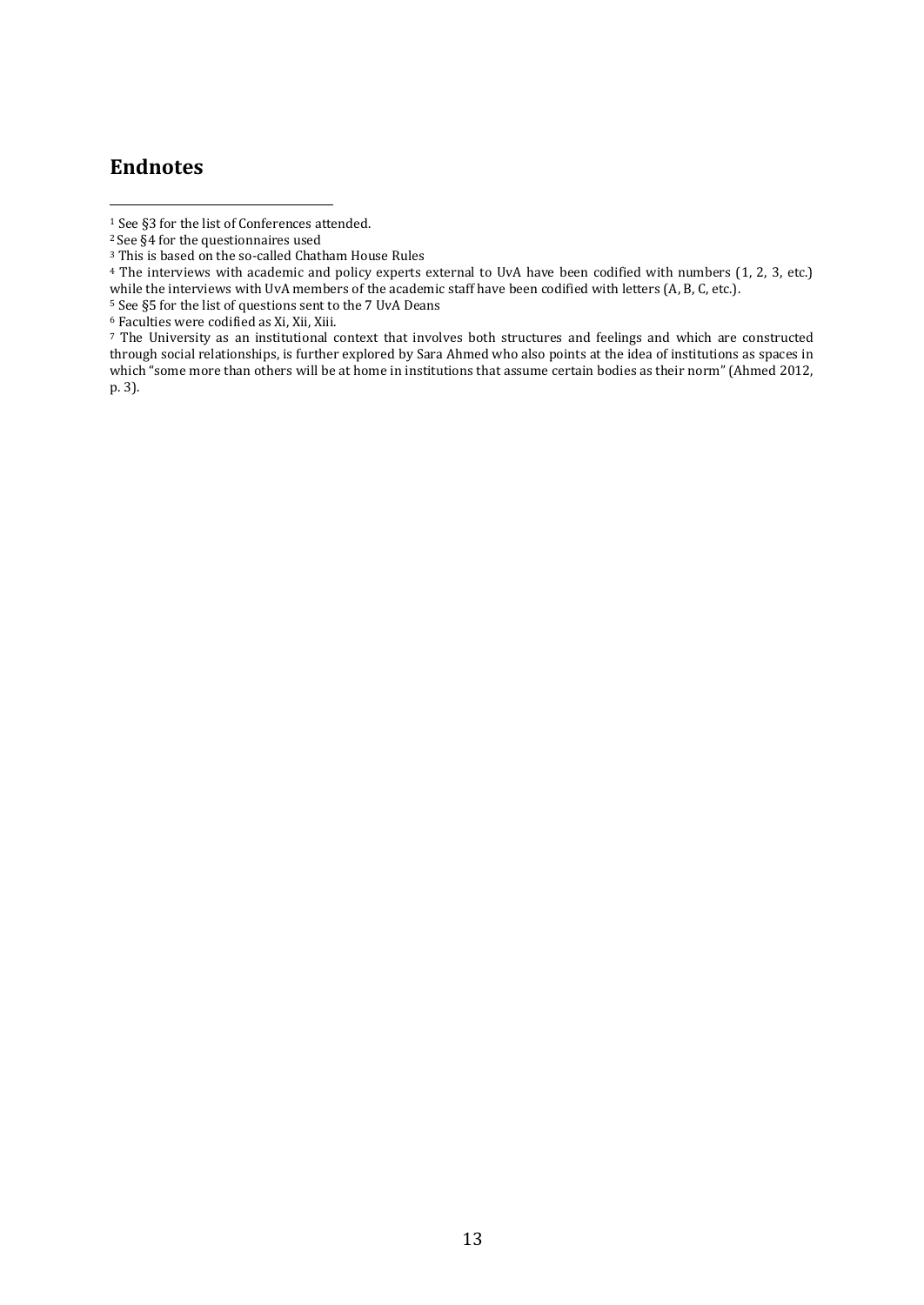## Endnotes

[1] See §3 for the list of Conferences attended.

[2] See §4 for the questionnaires used

[3] This is based on the so-called Chatham House Rules

[4] The interviews with academic and policy experts external to UvA have been codified with numbers (1, 2, 3, etc.) while the interviews with UvA members of the academic staff have been codified with letters (A, B, C, etc.).

[5] See §5 for the list of questions sent to the 7 UvA Deans

[6] Faculties were codified as Xi, Xii, Xiii.

[7] The University as an institutional context that involves both structures and feelings and which are constructed through social relationships, is further explored by Sara Ahmed who also points at the idea of institutions as spaces in which "some more than others will be at home in institutions that assume certain bodies as their norm" (Ahmed 2012, p. 3).